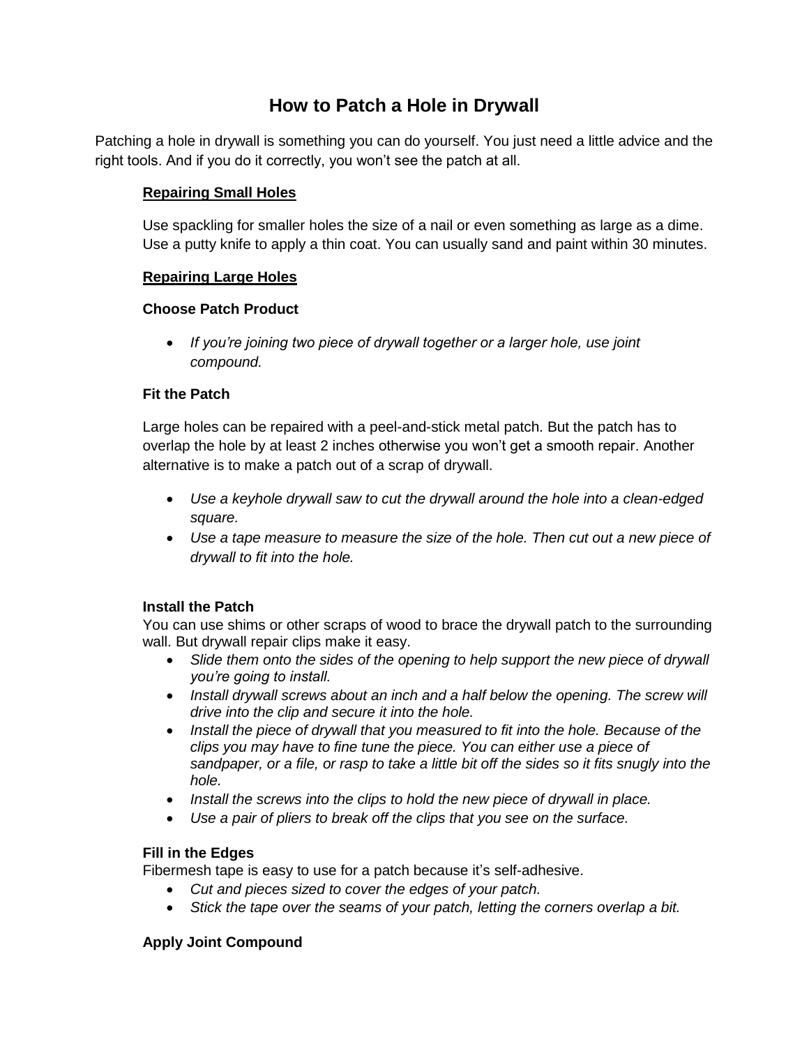# How to Patch a Hole in Drywall

Patching a hole in drywall is something you can do yourself. You just need a little advice and the right tools. And if you do it correctly, you won't see the patch at all.

## Repairing Small Holes

Use spackling for smaller holes the size of a nail or even something as large as a dime. Use a putty knife to apply a thin coat. You can usually sand and paint within 30 minutes.

## Repairing Large Holes

### Choose Patch Product

- *If you're joining two piece of drywall together or a larger hole, use joint compound.*

### Fit the Patch

Large holes can be repaired with a peel-and-stick metal patch. But the patch has to overlap the hole by at least 2 inches otherwise you won't get a smooth repair. Another alternative is to make a patch out of a scrap of drywall.

- *Use a keyhole drywall saw to cut the drywall around the hole into a clean-edged square.*
- *Use a tape measure to measure the size of the hole. Then cut out a new piece of drywall to fit into the hole.*

### Install the Patch

You can use shims or other scraps of wood to brace the drywall patch to the surrounding wall. But drywall repair clips make it easy.

- *Slide them onto the sides of the opening to help support the new piece of drywall you're going to install.*
- *Install drywall screws about an inch and a half below the opening. The screw will drive into the clip and secure it into the hole.*
- *Install the piece of drywall that you measured to fit into the hole. Because of the clips you may have to fine tune the piece. You can either use a piece of sandpaper, or a file, or rasp to take a little bit off the sides so it fits snugly into the hole.*
- *Install the screws into the clips to hold the new piece of drywall in place.*
- *Use a pair of pliers to break off the clips that you see on the surface.*

### Fill in the Edges

Fibermesh tape is easy to use for a patch because it's self-adhesive.

- *Cut and pieces sized to cover the edges of your patch.*
- *Stick the tape over the seams of your patch, letting the corners overlap a bit.*

### Apply Joint Compound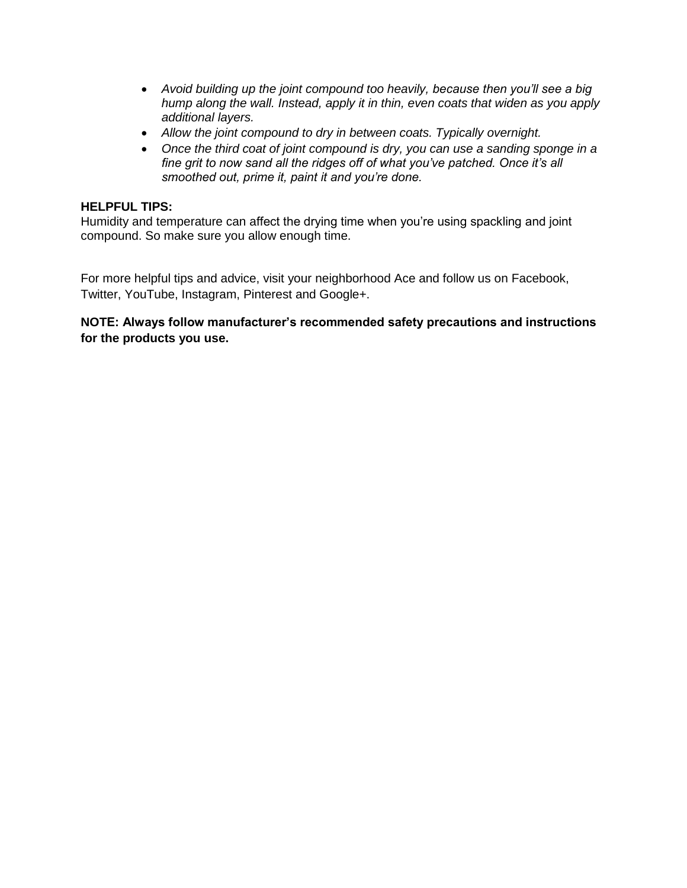- *Avoid building up the joint compound too heavily, because then you'll see a big hump along the wall. Instead, apply it in thin, even coats that widen as you apply additional layers.*
- *Allow the joint compound to dry in between coats. Typically overnight.*
- *Once the third coat of joint compound is dry, you can use a sanding sponge in a fine grit to now sand all the ridges off of what you've patched. Once it's all smoothed out, prime it, paint it and you're done.*

**HELPFUL TIPS:**
Humidity and temperature can affect the drying time when you're using spackling and joint compound. So make sure you allow enough time.

For more helpful tips and advice, visit your neighborhood Ace and follow us on Facebook, Twitter, YouTube, Instagram, Pinterest and Google+.

**NOTE: Always follow manufacturer's recommended safety precautions and instructions for the products you use.**